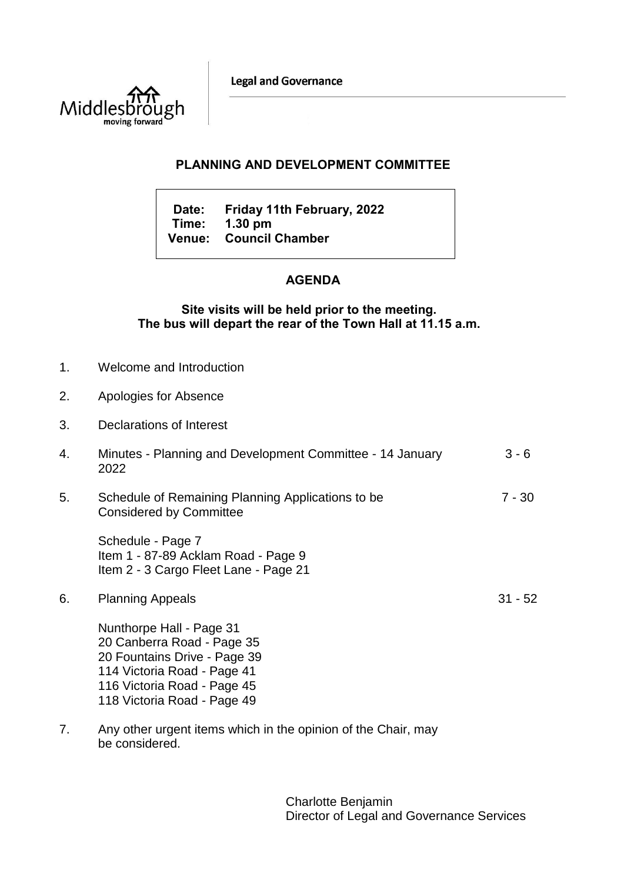Legal and Governance

## PLANNING AND DEVELOPMENT COMMITTEE

**Date: Friday 11th February, 2022**
**Time: 1.30 pm**
**Venue: Council Chamber**

## AGENDA

**Site visits will be held prior to the meeting.**
**The bus will depart the rear of the Town Hall at 11.15 a.m.**

1. Welcome and Introduction

2. Apologies for Absence

3. Declarations of Interest

4. Minutes - Planning and Development Committee - 14 January 2022 — 3 - 6

5. Schedule of Remaining Planning Applications to be Considered by Committee — 7 - 30

   Schedule - Page 7
   Item 1 - 87-89 Acklam Road - Page 9
   Item 2 - 3 Cargo Fleet Lane - Page 21

6. Planning Appeals — 31 - 52

   Nunthorpe Hall - Page 31
   20 Canberra Road - Page 35
   20 Fountains Drive - Page 39
   114 Victoria Road - Page 41
   116 Victoria Road - Page 45
   118 Victoria Road - Page 49

7. Any other urgent items which in the opinion of the Chair, may be considered.

Charlotte Benjamin
Director of Legal and Governance Services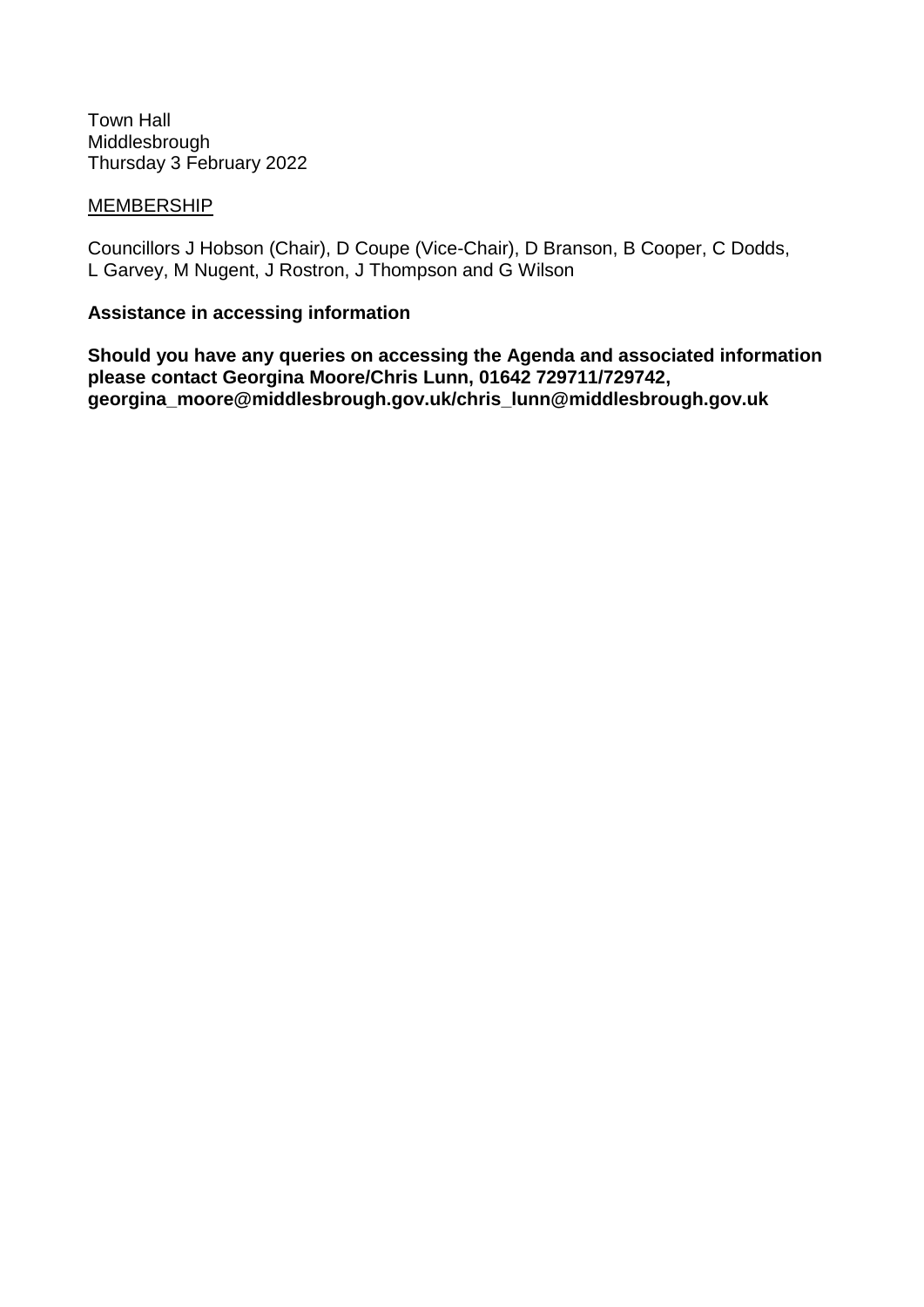Town Hall
Middlesbrough
Thursday 3 February 2022

MEMBERSHIP

Councillors J Hobson (Chair), D Coupe (Vice-Chair), D Branson, B Cooper, C Dodds, L Garvey, M Nugent, J Rostron, J Thompson and G Wilson

**Assistance in accessing information**

**Should you have any queries on accessing the Agenda and associated information please contact Georgina Moore/Chris Lunn, 01642 729711/729742, georgina_moore@middlesbrough.gov.uk/chris_lunn@middlesbrough.gov.uk**